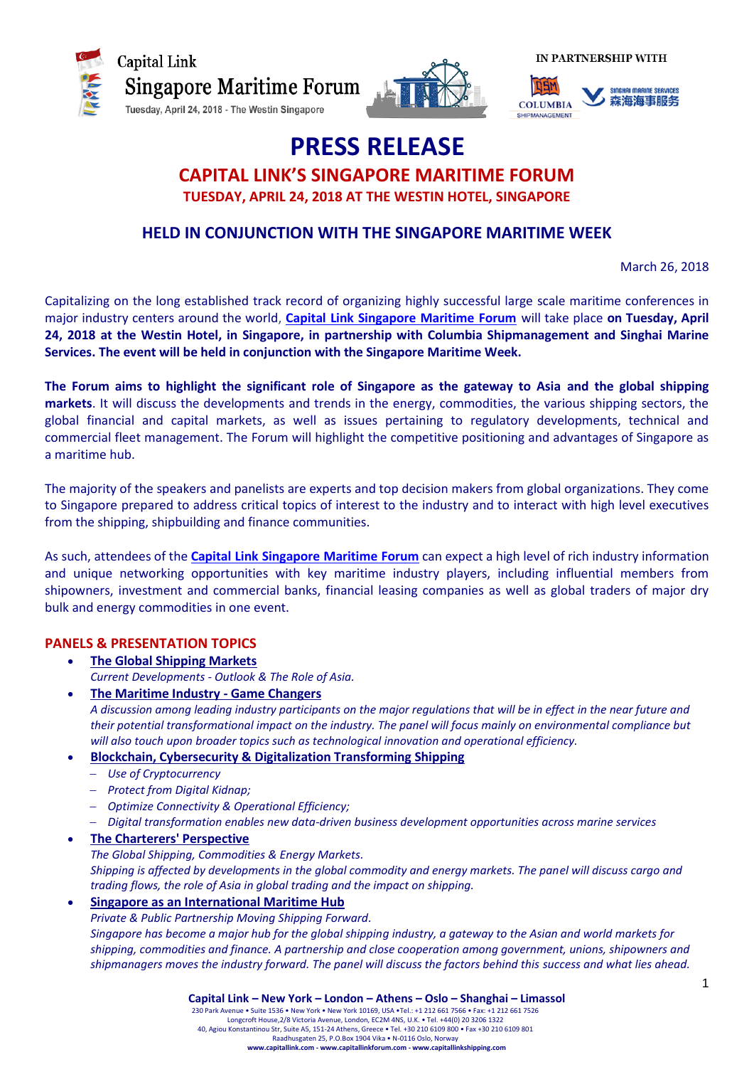Capital Link Singapore Maritime Forum
Tuesday, April 24, 2018 - The Westin Singapore

IN PARTNERSHIP WITH

COLUMBIA SHIPMANAGEMENT

SINGHAI MARINE SERVICES 森海海事服务

# PRESS RELEASE

## CAPITAL LINK'S SINGAPORE MARITIME FORUM

### TUESDAY, APRIL 24, 2018 AT THE WESTIN HOTEL, SINGAPORE

## HELD IN CONJUNCTION WITH THE SINGAPORE MARITIME WEEK

March 26, 2018

Capitalizing on the long established track record of organizing highly successful large scale maritime conferences in major industry centers around the world, **Capital Link Singapore Maritime Forum** will take place **on Tuesday, April 24, 2018 at the Westin Hotel, in Singapore, in partnership with Columbia Shipmanagement and Singhai Marine Services. The event will be held in conjunction with the Singapore Maritime Week.**

**The Forum aims to highlight the significant role of Singapore as the gateway to Asia and the global shipping markets**. It will discuss the developments and trends in the energy, commodities, the various shipping sectors, the global financial and capital markets, as well as issues pertaining to regulatory developments, technical and commercial fleet management. The Forum will highlight the competitive positioning and advantages of Singapore as a maritime hub.

The majority of the speakers and panelists are experts and top decision makers from global organizations. They come to Singapore prepared to address critical topics of interest to the industry and to interact with high level executives from the shipping, shipbuilding and finance communities.

As such, attendees of the **Capital Link Singapore Maritime Forum** can expect a high level of rich industry information and unique networking opportunities with key maritime industry players, including influential members from shipowners, investment and commercial banks, financial leasing companies as well as global traders of major dry bulk and energy commodities in one event.

### PANELS & PRESENTATION TOPICS

- **The Global Shipping Markets**
  *Current Developments - Outlook & The Role of Asia.*
- **The Maritime Industry - Game Changers**
  *A discussion among leading industry participants on the major regulations that will be in effect in the near future and their potential transformational impact on the industry. The panel will focus mainly on environmental compliance but will also touch upon broader topics such as technological innovation and operational efficiency.*
- **Blockchain, Cybersecurity & Digitalization Transforming Shipping**
  - *Use of Cryptocurrency*
  - *Protect from Digital Kidnap;*
  - *Optimize Connectivity & Operational Efficiency;*
  - *Digital transformation enables new data-driven business development opportunities across marine services*
- **The Charterers' Perspective**
  *The Global Shipping, Commodities & Energy Markets.*
  *Shipping is affected by developments in the global commodity and energy markets. The panel will discuss cargo and trading flows, the role of Asia in global trading and the impact on shipping.*
- **Singapore as an International Maritime Hub**
  *Private & Public Partnership Moving Shipping Forward.*
  *Singapore has become a major hub for the global shipping industry, a gateway to the Asian and world markets for shipping, commodities and finance. A partnership and close cooperation among government, unions, shipowners and shipmanagers moves the industry forward. The panel will discuss the factors behind this success and what lies ahead.*

**Capital Link – New York – London – Athens – Oslo – Shanghai – Limassol**
230 Park Avenue • Suite 1536 • New York • New York 10169, USA •Tel.: +1 212 661 7566 • Fax: +1 212 661 7526
Longcroft House,2/8 Victoria Avenue, London, EC2M 4NS, U.K. • Tel. +44(0) 20 3206 1322
40, Agiou Konstantinou Str, Suite A5, 151-24 Athens, Greece • Tel. +30 210 6109 800 • Fax +30 210 6109 801
Raadhusgaten 25, P.O.Box 1904 Vika • N-0116 Oslo, Norway
**www.capitallink.com - www.capitallinkforum.com - www.capitallinkshipping.com**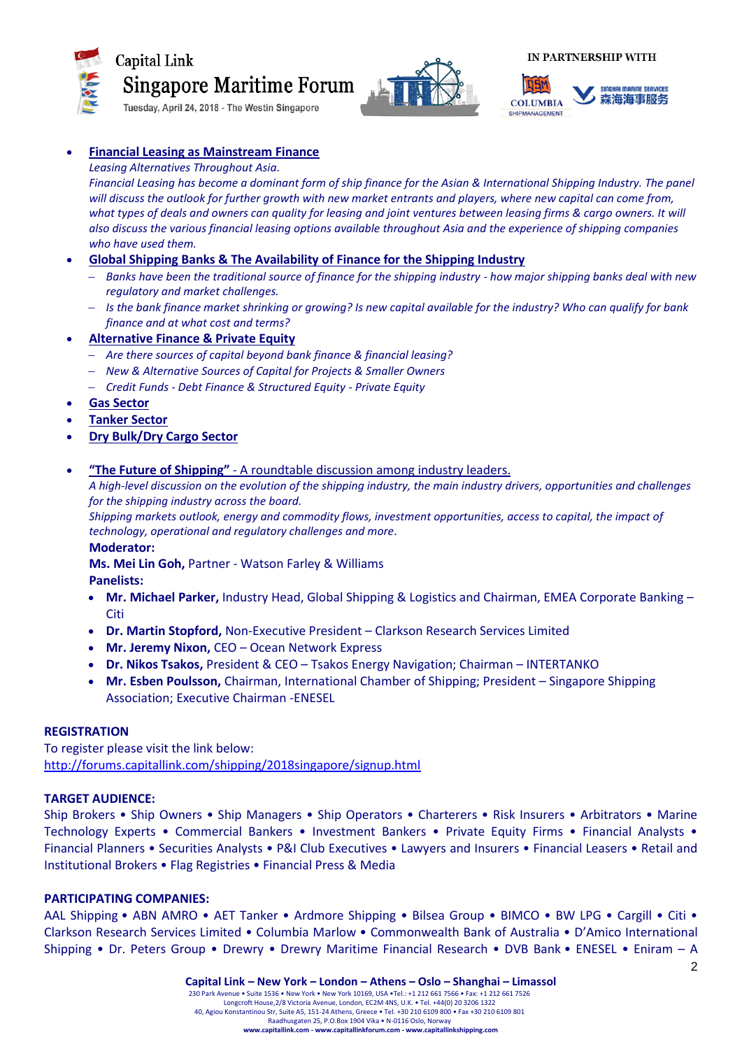- **Financial Leasing as Mainstream Finance**
  *Leasing Alternatives Throughout Asia.*
  *Financial Leasing has become a dominant form of ship finance for the Asian & International Shipping Industry. The panel will discuss the outlook for further growth with new market entrants and players, where new capital can come from, what types of deals and owners can quality for leasing and joint ventures between leasing firms & cargo owners. It will also discuss the various financial leasing options available throughout Asia and the experience of shipping companies who have used them.*
- **Global Shipping Banks & The Availability of Finance for the Shipping Industry**
  - *Banks have been the traditional source of finance for the shipping industry - how major shipping banks deal with new regulatory and market challenges.*
  - *Is the bank finance market shrinking or growing? Is new capital available for the industry? Who can qualify for bank finance and at what cost and terms?*
- **Alternative Finance & Private Equity**
  - *Are there sources of capital beyond bank finance & financial leasing?*
  - *New & Alternative Sources of Capital for Projects & Smaller Owners*
  - *Credit Funds - Debt Finance & Structured Equity - Private Equity*
- **Gas Sector**
- **Tanker Sector**
- **Dry Bulk/Dry Cargo Sector**

- **"The Future of Shipping"** - A roundtable discussion among industry leaders.
  *A high-level discussion on the evolution of the shipping industry, the main industry drivers, opportunities and challenges for the shipping industry across the board.*
  *Shipping markets outlook, energy and commodity flows, investment opportunities, access to capital, the impact of technology, operational and regulatory challenges and more.*
  **Moderator:**
  **Ms. Mei Lin Goh,** Partner - Watson Farley & Williams
  **Panelists:**
  - **Mr. Michael Parker,** Industry Head, Global Shipping & Logistics and Chairman, EMEA Corporate Banking – Citi
  - **Dr. Martin Stopford,** Non-Executive President – Clarkson Research Services Limited
  - **Mr. Jeremy Nixon,** CEO – Ocean Network Express
  - **Dr. Nikos Tsakos,** President & CEO – Tsakos Energy Navigation; Chairman – INTERTANKO
  - **Mr. Esben Poulsson,** Chairman, International Chamber of Shipping; President – Singapore Shipping Association; Executive Chairman -ENESEL

**REGISTRATION**

To register please visit the link below:
http://forums.capitallink.com/shipping/2018singapore/signup.html

**TARGET AUDIENCE:**

Ship Brokers • Ship Owners • Ship Managers • Ship Operators • Charterers • Risk Insurers • Arbitrators • Marine Technology Experts • Commercial Bankers • Investment Bankers • Private Equity Firms • Financial Analysts • Financial Planners • Securities Analysts • P&I Club Executives • Lawyers and Insurers • Financial Leasers • Retail and Institutional Brokers • Flag Registries • Financial Press & Media

**PARTICIPATING COMPANIES:**

AAL Shipping • ABN AMRO • AET Tanker • Ardmore Shipping • Bilsea Group • BIMCO • BW LPG • Cargill • Citi • Clarkson Research Services Limited • Columbia Marlow • Commonwealth Bank of Australia • D'Amico International Shipping • Dr. Peters Group • Drewry • Drewry Maritime Financial Research • DVB Bank • ENESEL • Eniram – A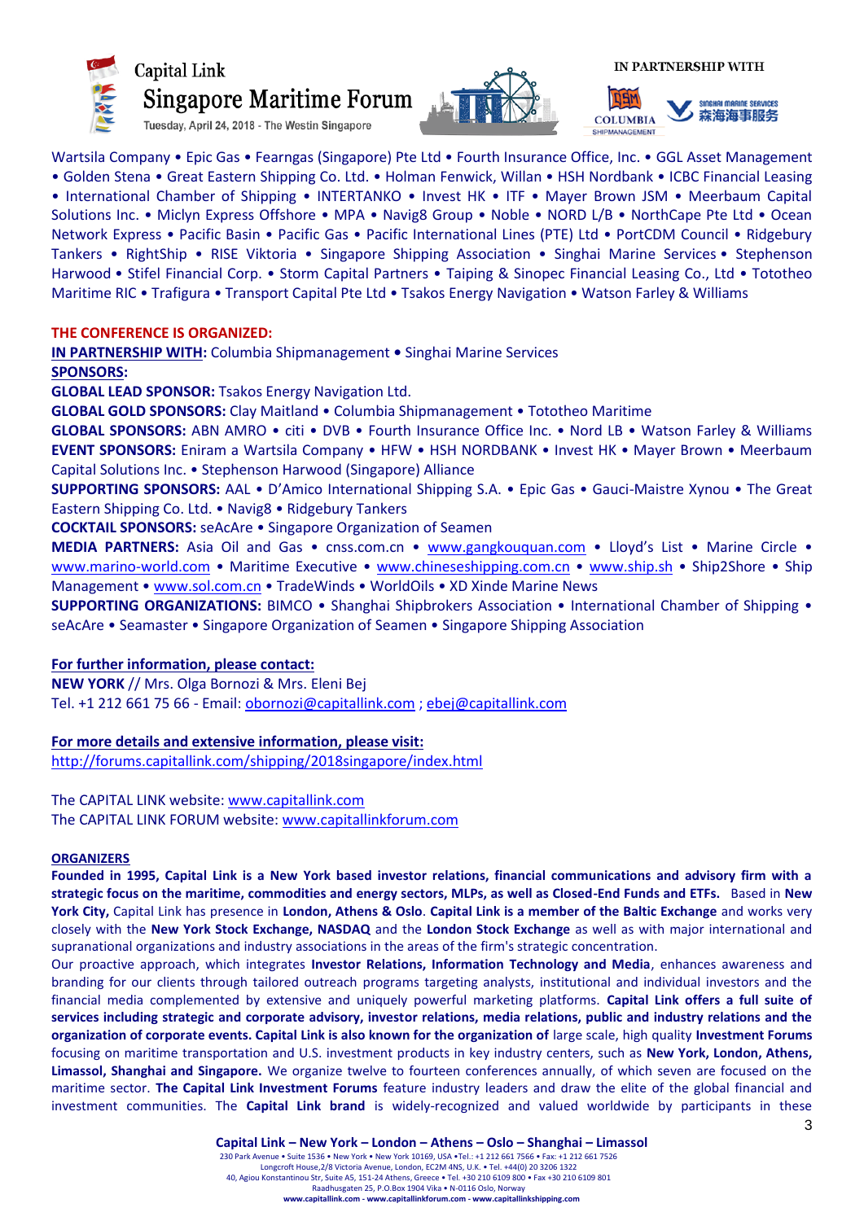Wartsila Company • Epic Gas • Fearngas (Singapore) Pte Ltd • Fourth Insurance Office, Inc. • GGL Asset Management • Golden Stena • Great Eastern Shipping Co. Ltd. • Holman Fenwick, Willan • HSH Nordbank • ICBC Financial Leasing • International Chamber of Shipping • INTERTANKO • Invest HK • ITF • Mayer Brown JSM • Meerbaum Capital Solutions Inc. • Miclyn Express Offshore • MPA • Navig8 Group • Noble • NORD L/B • NorthCape Pte Ltd • Ocean Network Express • Pacific Basin • Pacific Gas • Pacific International Lines (PTE) Ltd • PortCDM Council • Ridgebury Tankers • RightShip • RISE Viktoria • Singapore Shipping Association • Singhai Marine Services • Stephenson Harwood • Stifel Financial Corp. • Storm Capital Partners • Taiping & Sinopec Financial Leasing Co., Ltd • Tototheo Maritime RIC • Trafigura • Transport Capital Pte Ltd • Tsakos Energy Navigation • Watson Farley & Williams

**THE CONFERENCE IS ORGANIZED:**

**IN PARTNERSHIP WITH:** Columbia Shipmanagement • Singhai Marine Services

**SPONSORS:**

**GLOBAL LEAD SPONSOR:** Tsakos Energy Navigation Ltd.

**GLOBAL GOLD SPONSORS:** Clay Maitland • Columbia Shipmanagement • Tototheo Maritime

**GLOBAL SPONSORS:** ABN AMRO • citi • DVB • Fourth Insurance Office Inc. • Nord LB • Watson Farley & Williams

**EVENT SPONSORS:** Eniram a Wartsila Company • HFW • HSH NORDBANK • Invest HK • Mayer Brown • Meerbaum Capital Solutions Inc. • Stephenson Harwood (Singapore) Alliance

**SUPPORTING SPONSORS:** AAL • D'Amico International Shipping S.A. • Epic Gas • Gauci-Maistre Xynou • The Great Eastern Shipping Co. Ltd. • Navig8 • Ridgebury Tankers

**COCKTAIL SPONSORS:** seAcAre • Singapore Organization of Seamen

**MEDIA PARTNERS:** Asia Oil and Gas • cnss.com.cn • www.gangkouquan.com • Lloyd's List • Marine Circle • www.marino-world.com • Maritime Executive • www.chineseshipping.com.cn • www.ship.sh • Ship2Shore • Ship Management • www.sol.com.cn • TradeWinds • WorldOils • XD Xinde Marine News

**SUPPORTING ORGANIZATIONS:** BIMCO • Shanghai Shipbrokers Association • International Chamber of Shipping • seAcAre • Seamaster • Singapore Organization of Seamen • Singapore Shipping Association

**For further information, please contact:**

**NEW YORK** // Mrs. Olga Bornozi & Mrs. Eleni Bej
Tel. +1 212 661 75 66 - Email: obornozi@capitallink.com ; ebej@capitallink.com

**For more details and extensive information, please visit:**
http://forums.capitallink.com/shipping/2018singapore/index.html

The CAPITAL LINK website: www.capitallink.com
The CAPITAL LINK FORUM website: www.capitallinkforum.com

**ORGANIZERS**

**Founded in 1995, Capital Link is a New York based investor relations, financial communications and advisory firm with a strategic focus on the maritime, commodities and energy sectors, MLPs, as well as Closed-End Funds and ETFs.** Based in **New York City,** Capital Link has presence in **London, Athens & Oslo. Capital Link is a member of the Baltic Exchange** and works very closely with the **New York Stock Exchange, NASDAQ** and the **London Stock Exchange** as well as with major international and supranational organizations and industry associations in the areas of the firm's strategic concentration.

Our proactive approach, which integrates **Investor Relations, Information Technology and Media**, enhances awareness and branding for our clients through tailored outreach programs targeting analysts, institutional and individual investors and the financial media complemented by extensive and uniquely powerful marketing platforms. **Capital Link offers a full suite of services including strategic and corporate advisory, investor relations, media relations, public and industry relations and the organization of corporate events. Capital Link is also known for the organization of** large scale, high quality **Investment Forums** focusing on maritime transportation and U.S. investment products in key industry centers, such as **New York, London, Athens, Limassol, Shanghai and Singapore.** We organize twelve to fourteen conferences annually, of which seven are focused on the maritime sector. **The Capital Link Investment Forums** feature industry leaders and draw the elite of the global financial and investment communities. The **Capital Link brand** is widely-recognized and valued worldwide by participants in these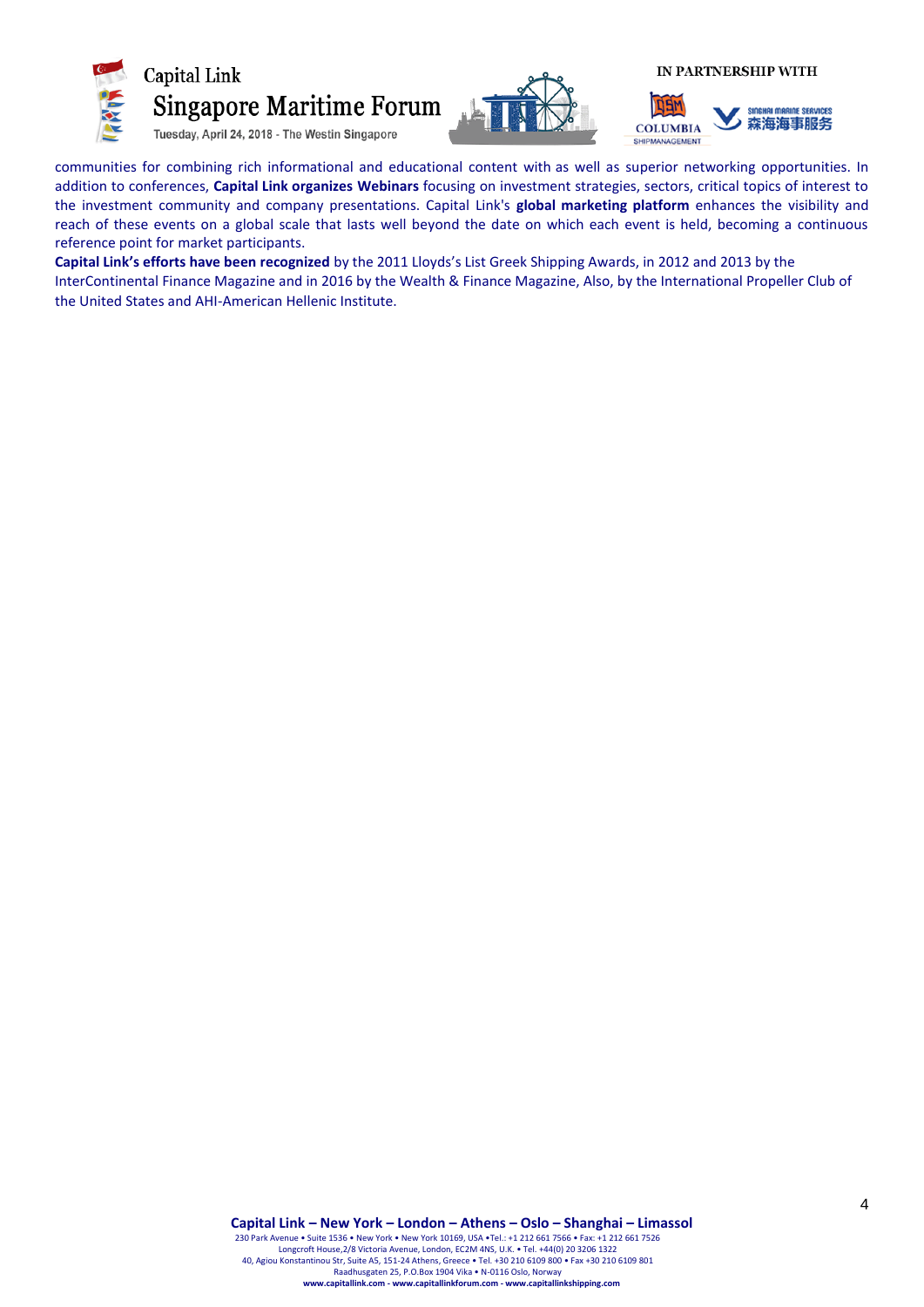communities for combining rich informational and educational content with as well as superior networking opportunities. In addition to conferences, **Capital Link organizes Webinars** focusing on investment strategies, sectors, critical topics of interest to the investment community and company presentations. Capital Link's **global marketing platform** enhances the visibility and reach of these events on a global scale that lasts well beyond the date on which each event is held, becoming a continuous reference point for market participants.

**Capital Link's efforts have been recognized** by the 2011 Lloyds's List Greek Shipping Awards, in 2012 and 2013 by the InterContinental Finance Magazine and in 2016 by the Wealth & Finance Magazine, Also, by the International Propeller Club of the United States and AHI-American Hellenic Institute.